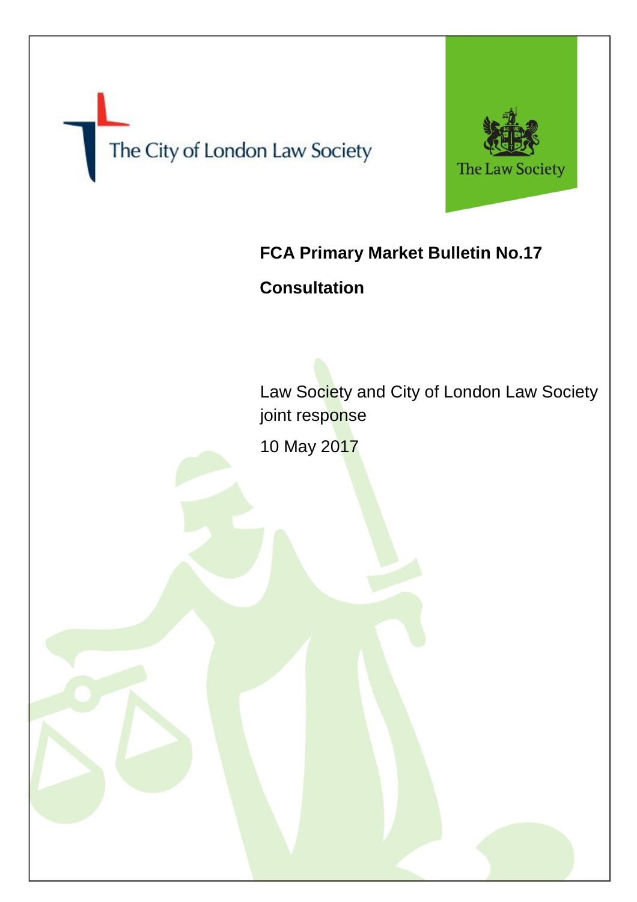The City of London Law Society

The Law Society

# FCA Primary Market Bulletin No.17

## Consultation

Law Society and City of London Law Society joint response

10 May 2017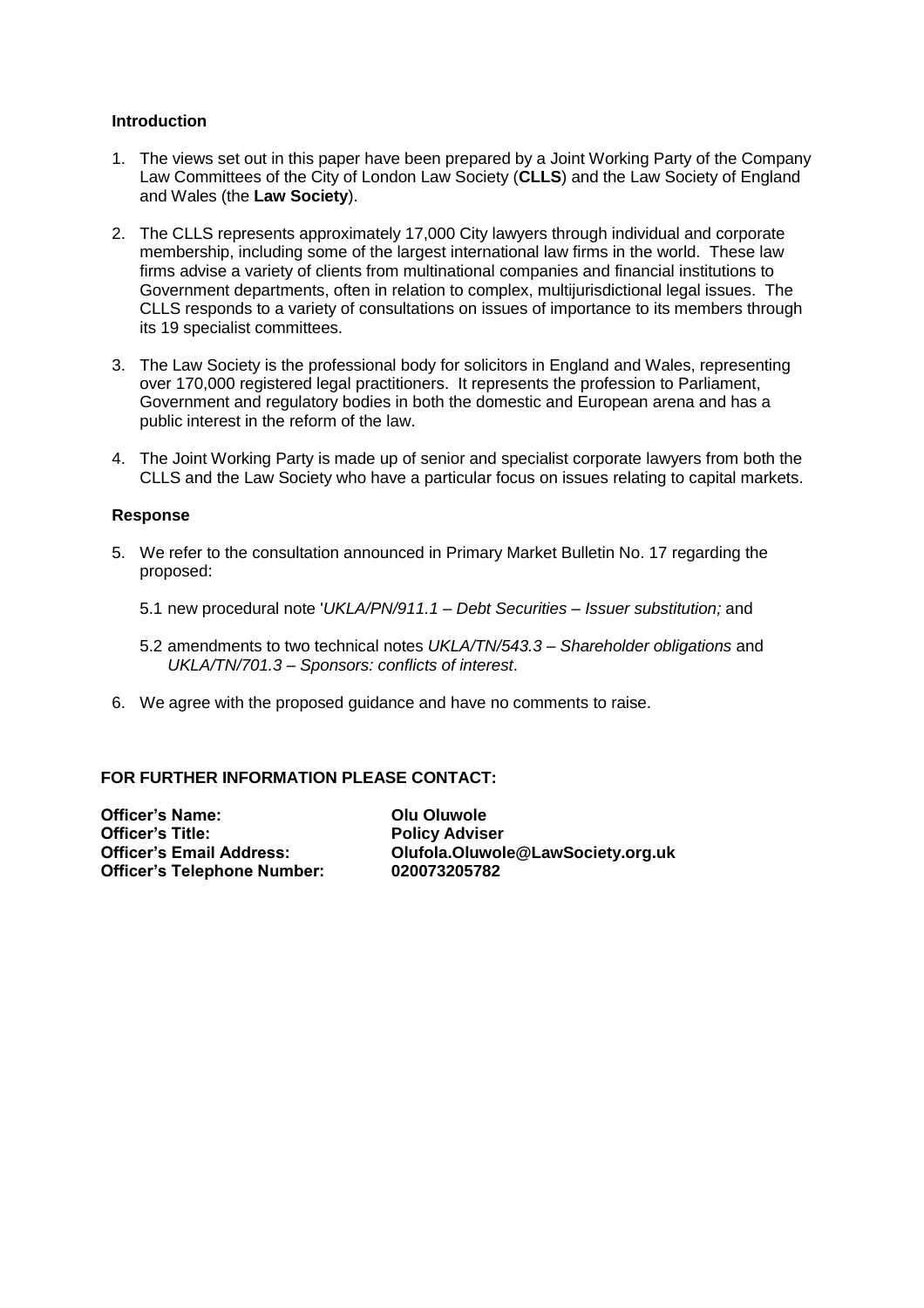## Introduction

1. The views set out in this paper have been prepared by a Joint Working Party of the Company Law Committees of the City of London Law Society (**CLLS**) and the Law Society of England and Wales (the **Law Society**).

2. The CLLS represents approximately 17,000 City lawyers through individual and corporate membership, including some of the largest international law firms in the world. These law firms advise a variety of clients from multinational companies and financial institutions to Government departments, often in relation to complex, multijurisdictional legal issues. The CLLS responds to a variety of consultations on issues of importance to its members through its 19 specialist committees.

3. The Law Society is the professional body for solicitors in England and Wales, representing over 170,000 registered legal practitioners. It represents the profession to Parliament, Government and regulatory bodies in both the domestic and European arena and has a public interest in the reform of the law.

4. The Joint Working Party is made up of senior and specialist corporate lawyers from both the CLLS and the Law Society who have a particular focus on issues relating to capital markets.

## Response

5. We refer to the consultation announced in Primary Market Bulletin No. 17 regarding the proposed:

   5.1 new procedural note '*UKLA/PN/911.1 – Debt Securities – Issuer substitution;* and

   5.2 amendments to two technical notes *UKLA/TN/543.3 – Shareholder obligations* and *UKLA/TN/701.3 – Sponsors: conflicts of interest*.

6. We agree with the proposed guidance and have no comments to raise.

**FOR FURTHER INFORMATION PLEASE CONTACT:**

**Officer's Name:** **Olu Oluwole**
**Officer's Title:** **Policy Adviser**
**Officer's Email Address:** **Olufola.Oluwole@LawSociety.org.uk**
**Officer's Telephone Number:** **020073205782**